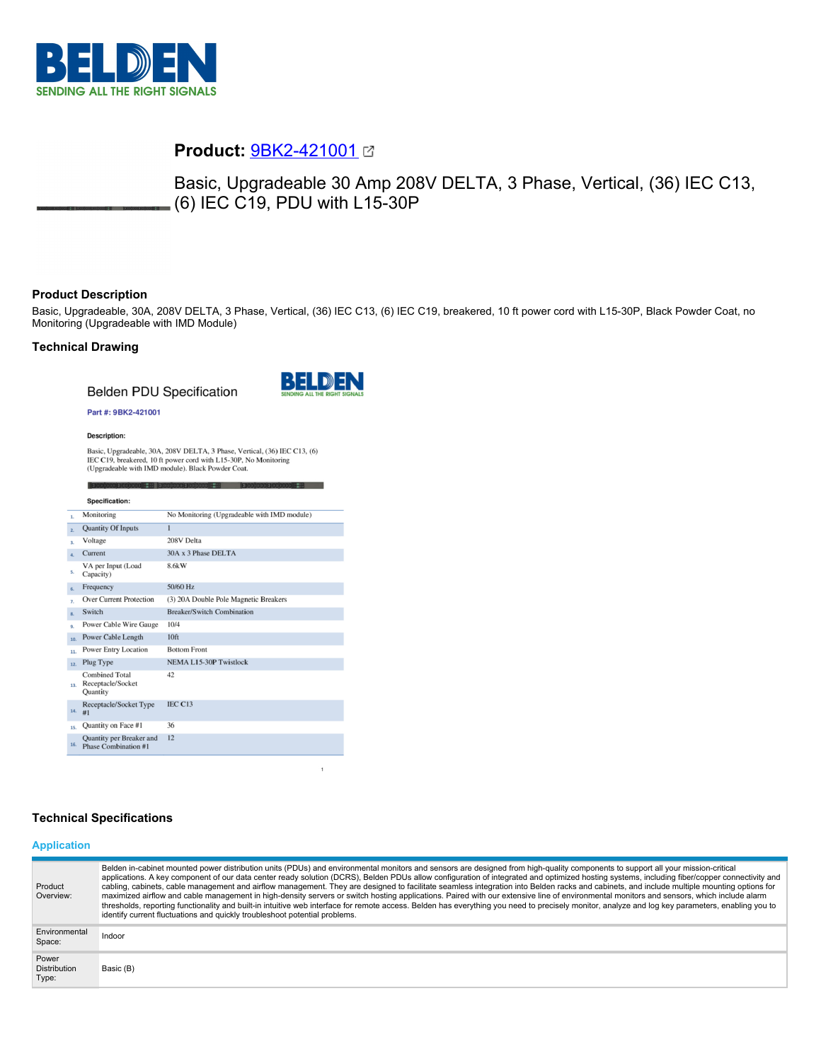# Product: 9BK2-421001

## Basic, Upgradeable 30 Amp 208V DELTA, 3 Phase, Vertical, (36) IEC C13, (6) IEC C19, PDU with L15-30P

### Product Description

Basic, Upgradeable, 30A, 208V DELTA, 3 Phase, Vertical, (36) IEC C13, (6) IEC C19, breakered, 10 ft power cord with L15-30P, Black Powder Coat, no Monitoring (Upgradeable with IMD Module)

### Technical Drawing

Belden PDU Specification

**Part #: 9BK2-421001**

**Description:**

Basic, Upgradeable, 30A, 208V DELTA, 3 Phase, Vertical, (36) IEC C13, (6) IEC C19, breakered, 10 ft power cord with L15-30P, No Monitoring (Upgradeable with IMD module). Black Powder Coat.

**Specification:**

| # | Specification | Value |
|---|---|---|
| 1. | Monitoring | No Monitoring (Upgradeable with IMD module) |
| 2. | Quantity Of Inputs | 1 |
| 3. | Voltage | 208V Delta |
| 4. | Current | 30A x 3 Phase DELTA |
| 5. | VA per Input (Load Capacity) | 8.6kW |
| 6. | Frequency | 50/60 Hz |
| 7. | Over Current Protection | (3) 20A Double Pole Magnetic Breakers |
| 8. | Switch | Breaker/Switch Combination |
| 9. | Power Cable Wire Gauge | 10/4 |
| 10. | Power Cable Length | 10ft |
| 11. | Power Entry Location | Bottom Front |
| 12. | Plug Type | NEMA L15-30P Twistlock |
| 13. | Combined Total Receptacle/Socket Quantity | 42 |
| 14. | Receptacle/Socket Type #1 | IEC C13 |
| 15. | Quantity on Face #1 | 36 |
| 16. | Quantity per Breaker and Phase Combination #1 | 12 |

### Technical Specifications

#### Application

| | |
|---|---|
| Product Overview: | Belden in-cabinet mounted power distribution units (PDUs) and environmental monitors and sensors are designed from high-quality components to support all your mission-critical applications. A key component of our data center ready solution (DCRS), Belden PDUs allow configuration of integrated and optimized hosting systems, including fiber/copper connectivity and cabling, cabinets, cable management and airflow management. They are designed to facilitate seamless integration into Belden racks and cabinets, and include multiple mounting options for maximized airflow and cable management in high-density servers or switch hosting applications. Paired with our extensive line of environmental monitors and sensors, which include alarm thresholds, reporting functionality and built-in intuitive web interface for remote access. Belden has everything you need to precisely monitor, analyze and log key parameters, enabling you to identify current fluctuations and quickly troubleshoot potential problems. |
| Environmental Space: | Indoor |
| Power Distribution Type: | Basic (B) |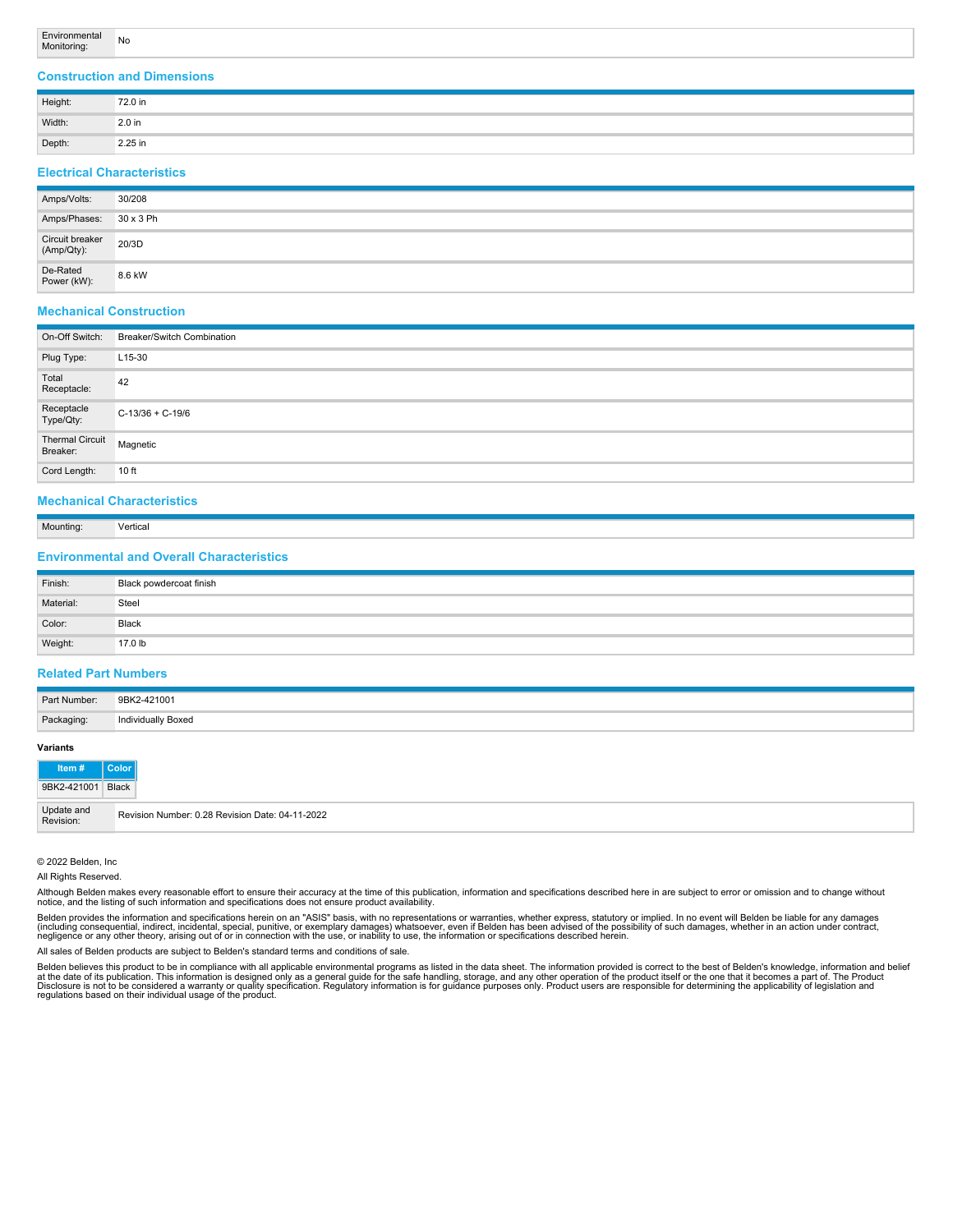| | |
|---|---|
| Environmental Monitoring: | No |

## Construction and Dimensions

| | |
|---|---|
| Height: | 72.0 in |
| Width: | 2.0 in |
| Depth: | 2.25 in |

## Electrical Characteristics

| | |
|---|---|
| Amps/Volts: | 30/208 |
| Amps/Phases: | 30 x 3 Ph |
| Circuit breaker (Amp/Qty): | 20/3D |
| De-Rated Power (kW): | 8.6 kW |

## Mechanical Construction

| | |
|---|---|
| On-Off Switch: | Breaker/Switch Combination |
| Plug Type: | L15-30 |
| Total Receptacle: | 42 |
| Receptacle Type/Qty: | C-13/36 + C-19/6 |
| Thermal Circuit Breaker: | Magnetic |
| Cord Length: | 10 ft |

## Mechanical Characteristics

| | |
|---|---|
| Mounting: | Vertical |

## Environmental and Overall Characteristics

| | |
|---|---|
| Finish: | Black powdercoat finish |
| Material: | Steel |
| Color: | Black |
| Weight: | 17.0 lb |

## Related Part Numbers

| | |
|---|---|
| Part Number: | 9BK2-421001 |
| Packaging: | Individually Boxed |

**Variants**

| Item # | Color |
|---|---|
| 9BK2-421001 | Black |

| | |
|---|---|
| Update and Revision: | Revision Number: 0.28 Revision Date: 04-11-2022 |

© 2022 Belden, Inc

All Rights Reserved.

Although Belden makes every reasonable effort to ensure their accuracy at the time of this publication, information and specifications described here in are subject to error or omission and to change without notice, and the listing of such information and specifications does not ensure product availability.

Belden provides the information and specifications herein on an "ASIS" basis, with no representations or warranties, whether express, statutory or implied. In no event will Belden be liable for any damages (including consequential, indirect, incidental, special, punitive, or exemplary damages) whatsoever, even if Belden has been advised of the possibility of such damages, whether in an action under contract, negligence or any other theory, arising out of or in connection with the use, or inability to use, the information or specifications described herein.

All sales of Belden products are subject to Belden's standard terms and conditions of sale.

Belden believes this product to be in compliance with all applicable environmental programs as listed in the data sheet. The information provided is correct to the best of Belden's knowledge, information and belief at the date of its publication. This information is designed only as a general guide for the safe handling, storage, and any other operation of the product itself or the one that it becomes a part of. The Product Disclosure is not to be considered a warranty or quality specification. Regulatory information is for guidance purposes only. Product users are responsible for determining the applicability of legislation and regulations based on their individual usage of the product.